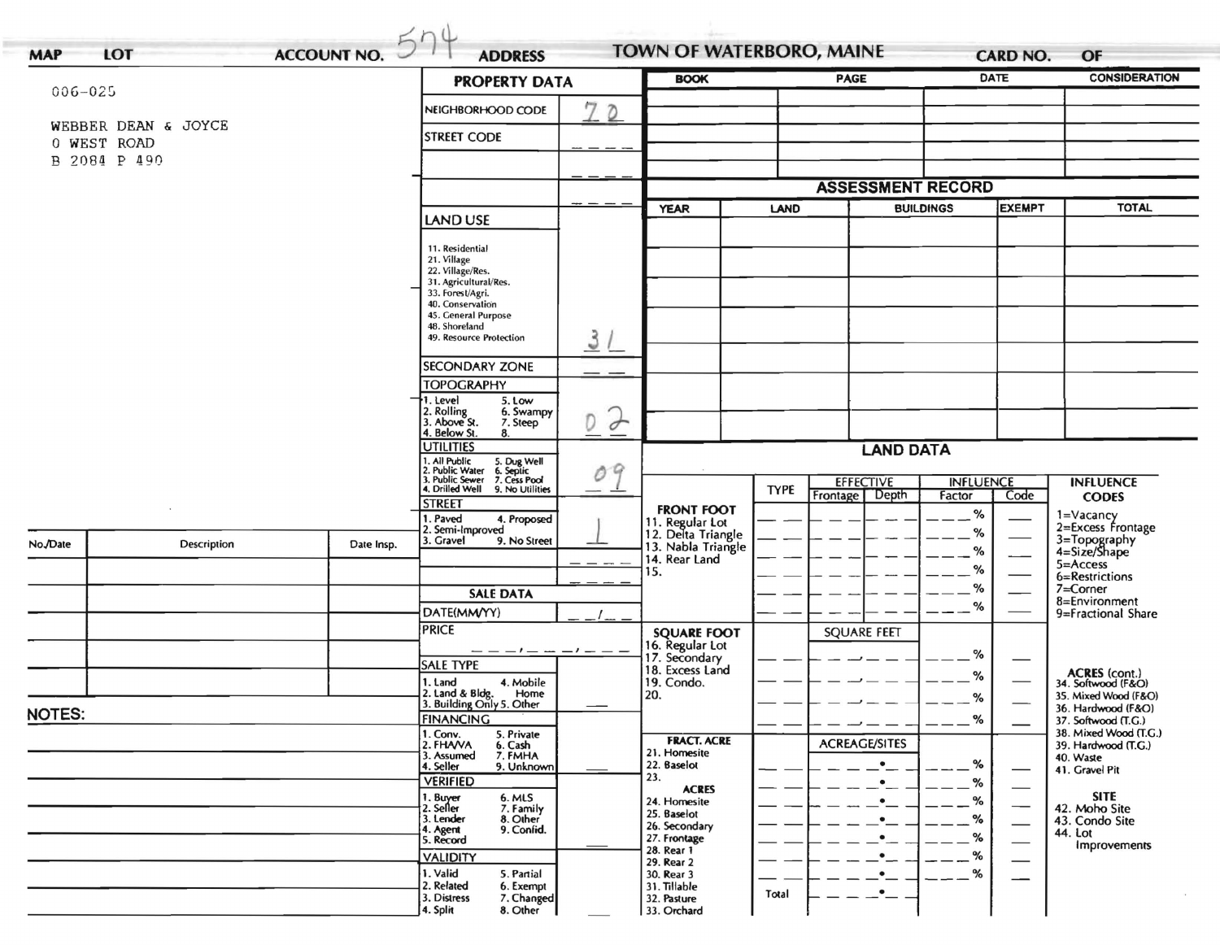**MAP** **LOT** **ACCOUNT NO.** 574 **ADDRESS** **TOWN OF WATERBORO, MAINE** **CARD NO.** **OF**

006-025

WEBBER DEAN & JOYCE
0 WEST ROAD
B 2084 P 490

## PROPERTY DATA

| | |
|---|---|
| NEIGHBORHOOD CODE | 70 |
| STREET CODE | |
| LAND USE<br>11. Residential<br>21. Village<br>22. Village/Res.<br>31. Agricultural/Res.<br>33. Forest/Agri.<br>40. Conservation<br>45. General Purpose<br>48. Shoreland<br>49. Resource Protection | 31 |
| SECONDARY ZONE | |
| TOPOGRAPHY<br>1. Level 5. Low<br>2. Rolling 6. Swampy<br>3. Above St. 7. Steep<br>4. Below St. 8. | 02 |
| UTILITIES<br>1. All Public 5. Dug Well<br>2. Public Water 6. Septic<br>3. Public Sewer 7. Cess Pool<br>4. Drilled Well 9. No Utilities | 09 |
| STREET<br>1. Paved 4. Proposed<br>2. Semi-Improved<br>3. Gravel 9. No Street | 1 |

## SALE DATA

| | |
|---|---|
| DATE(MM/YY) | |
| PRICE | |
| SALE TYPE<br>1. Land 4. Mobile Home<br>2. Land & Bldg.<br>3. Building Only 5. Other | |
| FINANCING<br>1. Conv. 5. Private<br>2. FHA/VA 6. Cash<br>3. Assumed 7. FMHA<br>4. Seller 9. Unknown | |
| VERIFIED<br>1. Buyer 6. MLS<br>2. Seller 7. Family<br>3. Lender 8. Other<br>4. Agent 9. Confid.<br>5. Record | |
| VALIDITY<br>1. Valid 5. Partial<br>2. Related 6. Exempt<br>3. Distress 7. Changed<br>4. Split 8. Other | |

| BOOK | PAGE | DATE | CONSIDERATION |
|---|---|---|---|
| | | | |

## ASSESSMENT RECORD

| YEAR | LAND | BUILDINGS | EXEMPT | TOTAL |
|---|---|---|---|---|
| | | | | |

## LAND DATA

| | TYPE | EFFECTIVE Frontage | EFFECTIVE Depth | INFLUENCE Factor | INFLUENCE Code |
|---|---|---|---|---|---|
| FRONT FOOT<br>11. Regular Lot<br>12. Delta Triangle<br>13. Nabla Triangle<br>14. Rear Land<br>15. | | | | % | |
| SQUARE FOOT<br>16. Regular Lot<br>17. Secondary<br>18. Excess Land<br>19. Condo.<br>20. | | SQUARE FEET | | % | |
| FRACT. ACRE<br>21. Homesite<br>22. Baselot<br>23.<br>ACRES<br>24. Homesite<br>25. Baselot<br>26. Secondary<br>27. Frontage<br>28. Rear 1<br>29. Rear 2<br>30. Rear 3<br>31. Tillable<br>32. Pasture<br>33. Orchard | Total | ACREAGE/SITES | | % | |

**INFLUENCE CODES**
1=Vacancy
2=Excess Frontage
3=Topography
4=Size/Shape
5=Access
6=Restrictions
7=Corner
8=Environment
9=Fractional Share

**ACRES (cont.)**
34. Softwood (F&O)
35. Mixed Wood (F&O)
36. Hardwood (F&O)
37. Softwood (T.G.)
38. Mixed Wood (T.G.)
39. Hardwood (T.G.)
40. Waste
41. Gravel Pit

**SITE**
42. Moho Site
43. Condo Site
44. Lot Improvements

| No./Date | Description | Date Insp. |
|---|---|---|
| | | |

**NOTES:**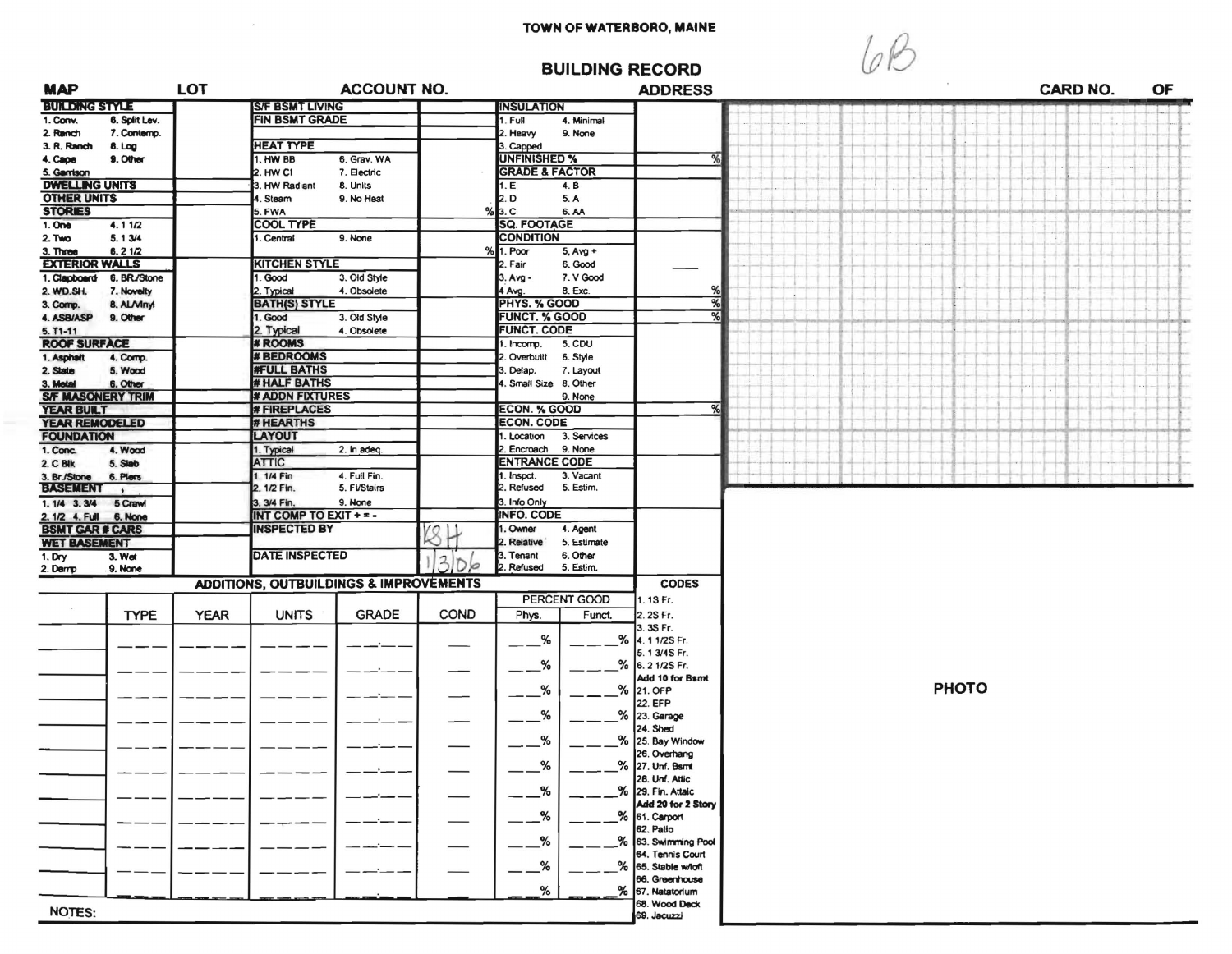# TOWN OF WATERBORO, MAINE

6B

## BUILDING RECORD

| MAP | LOT | ACCOUNT NO. | ADDRESS | CARD NO. | OF |
|---|---|---|---|---|---|
| | | | | | |

| | | | | | |
|---|---|---|---|---|---|
| **BUILDING STYLE** | | **S/F BSMT LIVING** | | **INSULATION** | |
| 1. Conv. 6. Split Lev. | | **FIN BSMT GRADE** | | 1. Full 4. Minimal | |
| 2. Ranch 7. Contemp. | | | | 2. Heavy 9. None | |
| 3. R. Ranch 8. Log | | **HEAT TYPE** | | 3. Capped | |
| 4. Cape 9. Other | | 1. HW BB 6. Grav. WA | | **UNFINISHED %** | % |
| 5. Garrison | | 2. HW CI 7. Electric | | **GRADE & FACTOR** | |
| **DWELLING UNITS** | | 3. HW Radiant 8. Units | | 1. E 4. B | |
| **OTHER UNITS** | | 4. Steam 9. No Heat | | 2. D 5. A | |
| **STORIES** | | 5. FWA | % | 3. C 6. AA | |
| 1. One 4. 1 1/2 | | **COOL TYPE** | | **SQ. FOOTAGE** | |
| 2. Two 5. 1 3/4 | | 1. Central 9. None | | **CONDITION** | |
| 3. Three 6. 2 1/2 | | | % | 1. Poor 5. Avg + | |
| **EXTERIOR WALLS** | | **KITCHEN STYLE** | | 2. Fair 6. Good | |
| 1. Clapboard 6. BR./Stone | | 1. Good 3. Old Style | | 3. Avg - 7. V Good | |
| 2. WD.SH. 7. Novelty | | 2. Typical 4. Obsolete | | 4 Avg. 8. Exc. | % |
| 3. Comp. 8. AL/Vinyl | | **BATH(S) STYLE** | | **PHYS. % GOOD** | % |
| 4. ASB/ASP 9. Other | | 1. Good 3. Old Style | | **FUNCT. % GOOD** | % |
| 5. T1-11 | | 2. Typical 4. Obsolete | | **FUNCT. CODE** | |
| **ROOF SURFACE** | | **# ROOMS** | | 1. Incomp. 5. CDU | |
| 1. Asphalt 4. Comp. | | **# BEDROOMS** | | 2. Overbuilt 6. Style | |
| 2. Slate 5. Wood | | **#FULL BATHS** | | 3. Delap. 7. Layout | |
| 3. Metal 6. Other | | **# HALF BATHS** | | 4. Small Size 8. Other | |
| **S/F MASONERY TRIM** | | **# ADDN FIXTURES** | | 9. None | |
| **YEAR BUILT** | | **# FIREPLACES** | | **ECON. % GOOD** | % |
| **YEAR REMODELED** | | **# HEARTHS** | | **ECON. CODE** | |
| **FOUNDATION** | | **LAYOUT** | | 1. Location 3. Services | |
| 1. Conc. 4. Wood | | 1. Typical 2. In adeq. | | 2. Encroach 9. None | |
| 2. C Blk 5. Slab | | **ATTIC** | | **ENTRANCE CODE** | |
| 3. Br./Stone 6. Piers | | 1. 1/4 Fin 4. Full Fin. | | 1. Inspct. 3. Vacant | |
| **BASEMENT** | | 2. 1/2 Fin. 5. Fl/Stairs | | 2. Refused 5. Estim. | |
| 1. 1/4 3. 3/4 5 Crawl | | 3. 3/4 Fin. 9. None | | 3. Info Only | |
| 2. 1/2 4. Full 6. None | | **INT COMP TO EXIT + = -** | | **INFO. CODE** | |
| **BSMT GAR # CARS** | | **INSPECTED BY** | KSH | 1. Owner 4. Agent | |
| **WET BASEMENT** | | | | 2. Relative 5. Estimate | |
| 1. Dry 3. Wet | | **DATE INSPECTED** | 1/3/06 | 3. Tenant 6. Other | |
| 2. Damp 9. None | | | | 2. Refused 5. Estim. | |

## ADDITIONS, OUTBUILDINGS & IMPROVEMENTS

| | TYPE | YEAR | UNITS | GRADE | COND | PERCENT GOOD Phys. | Funct. |
|---|---|---|---|---|---|---|---|
| | | | | | | % | % |
| | | | | | | % | % |
| | | | | | | % | % |
| | | | | | | % | % |
| | | | | | | % | % |
| | | | | | | % | % |
| | | | | | | % | % |
| | | | | | | % | % |
| | | | | | | % | % |
| | | | | | | % | % |
| | | | | | | % | % |

NOTES:

**CODES**
1. 1S Fr.
2. 2S Fr.
3. 3S Fr.
4. 1 1/2S Fr.
5. 1 3/4S Fr.
6. 2 1/2S Fr.

**Add 10 for Bsmt**
21. OFP
22. EFP
23. Garage
24. Shed
25. Bay Window
26. Overhang
27. Unf. Bsmt
28. Unf. Attic
29. Fin. Attaic

**Add 20 for 2 Story**
61. Carport
62. Patio
63. Swimming Pool
64. Tennis Court
65. Stable w/loft
66. Greenhouse
67. Natatorium
68. Wood Deck
69. Jacuzzi

PHOTO